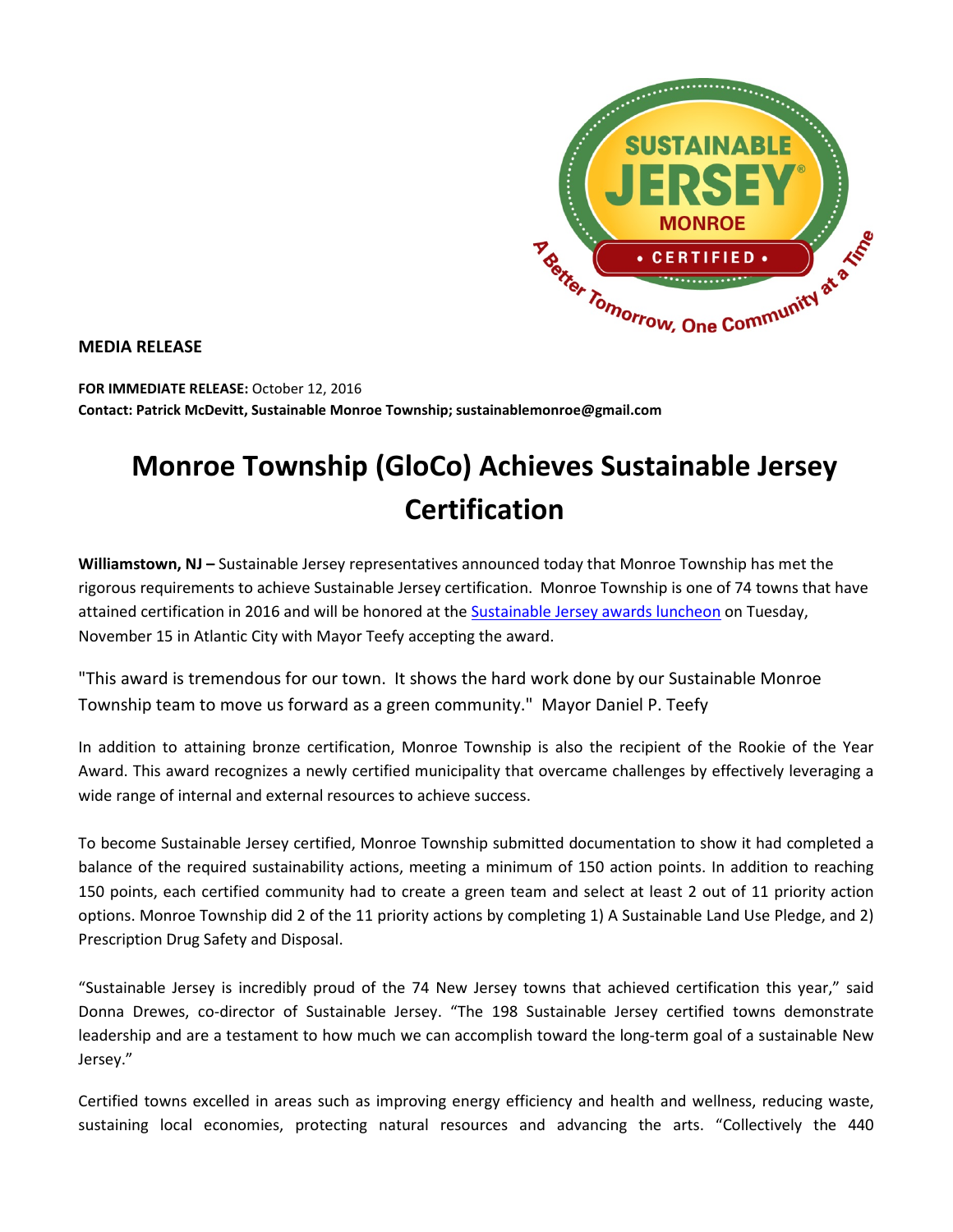**MEDIA RELEASE**

**FOR IMMEDIATE RELEASE:** October 12, 2016
**Contact: Patrick McDevitt, Sustainable Monroe Township; sustainablemonroe@gmail.com**

# Monroe Township (GloCo) Achieves Sustainable Jersey Certification

**Williamstown, NJ –** Sustainable Jersey representatives announced today that Monroe Township has met the rigorous requirements to achieve Sustainable Jersey certification. Monroe Township is one of 74 towns that have attained certification in 2016 and will be honored at the Sustainable Jersey awards luncheon on Tuesday, November 15 in Atlantic City with Mayor Teefy accepting the award.

"This award is tremendous for our town. It shows the hard work done by our Sustainable Monroe Township team to move us forward as a green community." Mayor Daniel P. Teefy

In addition to attaining bronze certification, Monroe Township is also the recipient of the Rookie of the Year Award. This award recognizes a newly certified municipality that overcame challenges by effectively leveraging a wide range of internal and external resources to achieve success.

To become Sustainable Jersey certified, Monroe Township submitted documentation to show it had completed a balance of the required sustainability actions, meeting a minimum of 150 action points. In addition to reaching 150 points, each certified community had to create a green team and select at least 2 out of 11 priority action options. Monroe Township did 2 of the 11 priority actions by completing 1) A Sustainable Land Use Pledge, and 2) Prescription Drug Safety and Disposal.

“Sustainable Jersey is incredibly proud of the 74 New Jersey towns that achieved certification this year,” said Donna Drewes, co-director of Sustainable Jersey. “The 198 Sustainable Jersey certified towns demonstrate leadership and are a testament to how much we can accomplish toward the long-term goal of a sustainable New Jersey.”

Certified towns excelled in areas such as improving energy efficiency and health and wellness, reducing waste, sustaining local economies, protecting natural resources and advancing the arts. “Collectively the 440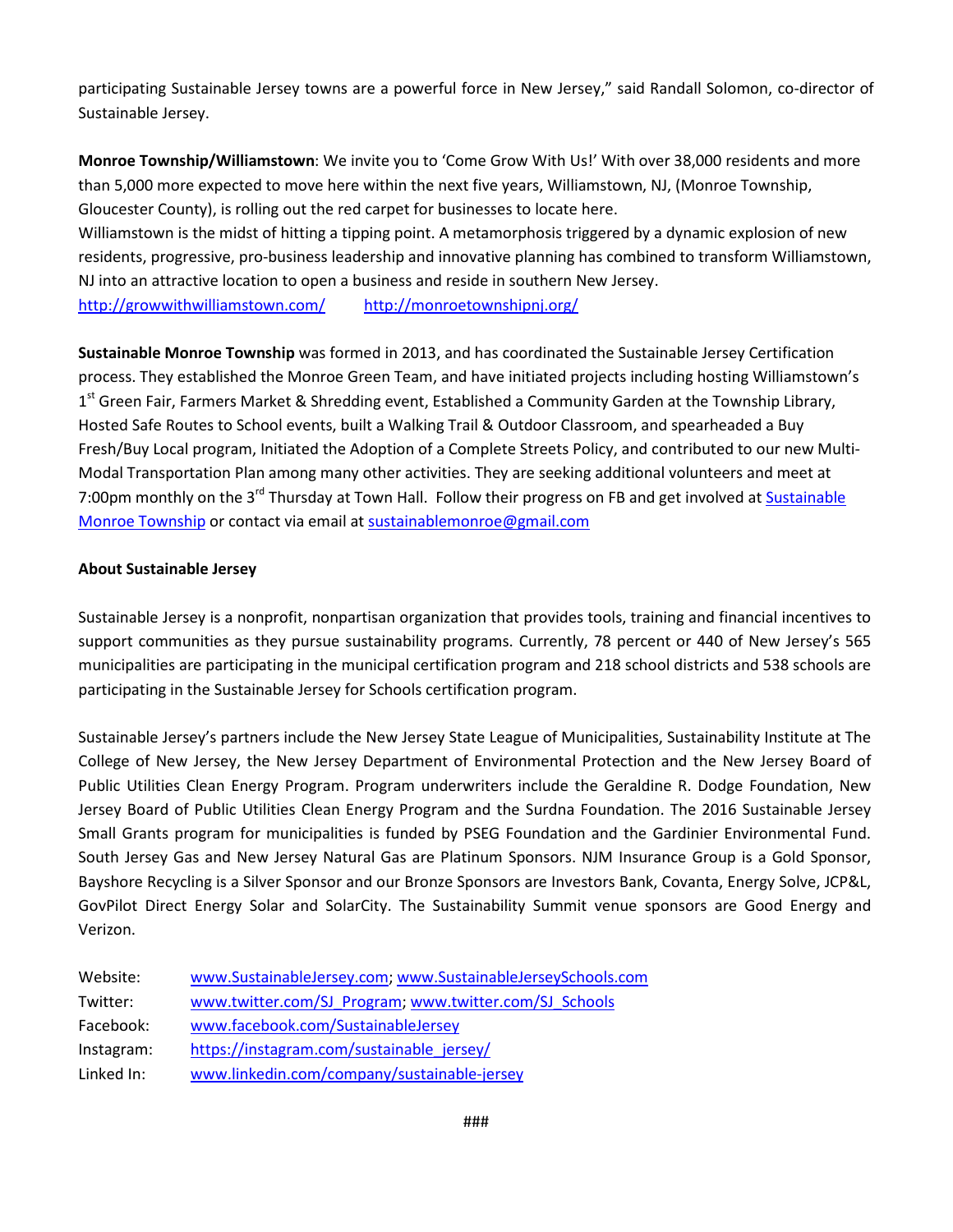participating Sustainable Jersey towns are a powerful force in New Jersey," said Randall Solomon, co-director of Sustainable Jersey.

**Monroe Township/Williamstown**: We invite you to 'Come Grow With Us!' With over 38,000 residents and more than 5,000 more expected to move here within the next five years, Williamstown, NJ, (Monroe Township, Gloucester County), is rolling out the red carpet for businesses to locate here.
Williamstown is the midst of hitting a tipping point. A metamorphosis triggered by a dynamic explosion of new residents, progressive, pro-business leadership and innovative planning has combined to transform Williamstown, NJ into an attractive location to open a business and reside in southern New Jersey.
http://growwithwilliamstown.com/ http://monroetownshipnj.org/

**Sustainable Monroe Township** was formed in 2013, and has coordinated the Sustainable Jersey Certification process. They established the Monroe Green Team, and have initiated projects including hosting Williamstown's 1st Green Fair, Farmers Market & Shredding event, Established a Community Garden at the Township Library, Hosted Safe Routes to School events, built a Walking Trail & Outdoor Classroom, and spearheaded a Buy Fresh/Buy Local program, Initiated the Adoption of a Complete Streets Policy, and contributed to our new Multi-Modal Transportation Plan among many other activities. They are seeking additional volunteers and meet at 7:00pm monthly on the 3rd Thursday at Town Hall. Follow their progress on FB and get involved at Sustainable Monroe Township or contact via email at sustainablemonroe@gmail.com

**About Sustainable Jersey**

Sustainable Jersey is a nonprofit, nonpartisan organization that provides tools, training and financial incentives to support communities as they pursue sustainability programs. Currently, 78 percent or 440 of New Jersey's 565 municipalities are participating in the municipal certification program and 218 school districts and 538 schools are participating in the Sustainable Jersey for Schools certification program.

Sustainable Jersey's partners include the New Jersey State League of Municipalities, Sustainability Institute at The College of New Jersey, the New Jersey Department of Environmental Protection and the New Jersey Board of Public Utilities Clean Energy Program. Program underwriters include the Geraldine R. Dodge Foundation, New Jersey Board of Public Utilities Clean Energy Program and the Surdna Foundation. The 2016 Sustainable Jersey Small Grants program for municipalities is funded by PSEG Foundation and the Gardinier Environmental Fund. South Jersey Gas and New Jersey Natural Gas are Platinum Sponsors. NJM Insurance Group is a Gold Sponsor, Bayshore Recycling is a Silver Sponsor and our Bronze Sponsors are Investors Bank, Covanta, Energy Solve, JCP&L, GovPilot Direct Energy Solar and SolarCity. The Sustainability Summit venue sponsors are Good Energy and Verizon.

| | |
|---|---|
| Website: | www.SustainableJersey.com; www.SustainableJerseySchools.com |
| Twitter: | www.twitter.com/SJ_Program; www.twitter.com/SJ_Schools |
| Facebook: | www.facebook.com/SustainableJersey |
| Instagram: | https://instagram.com/sustainable_jersey/ |
| Linked In: | www.linkedin.com/company/sustainable-jersey |

###